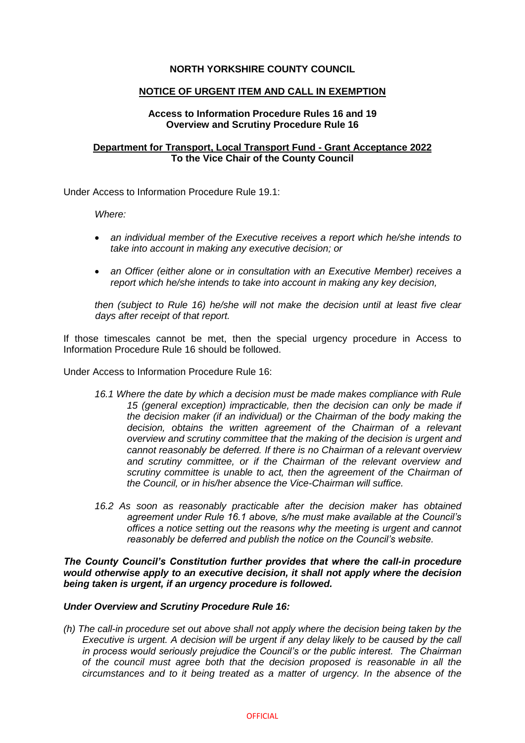# NORTH YORKSHIRE COUNTY COUNCIL

## NOTICE OF URGENT ITEM AND CALL IN EXEMPTION

**Access to Information Procedure Rules 16 and 19**
**Overview and Scrutiny Procedure Rule 16**

**Department for Transport, Local Transport Fund - Grant Acceptance 2022**
**To the Vice Chair of the County Council**

Under Access to Information Procedure Rule 19.1:

*Where:*

- *an individual member of the Executive receives a report which he/she intends to take into account in making any executive decision; or*
- *an Officer (either alone or in consultation with an Executive Member) receives a report which he/she intends to take into account in making any key decision,*

*then (subject to Rule 16) he/she will not make the decision until at least five clear days after receipt of that report.*

If those timescales cannot be met, then the special urgency procedure in Access to Information Procedure Rule 16 should be followed.

Under Access to Information Procedure Rule 16:

*16.1 Where the date by which a decision must be made makes compliance with Rule 15 (general exception) impracticable, then the decision can only be made if the decision maker (if an individual) or the Chairman of the body making the decision, obtains the written agreement of the Chairman of a relevant overview and scrutiny committee that the making of the decision is urgent and cannot reasonably be deferred. If there is no Chairman of a relevant overview and scrutiny committee, or if the Chairman of the relevant overview and scrutiny committee is unable to act, then the agreement of the Chairman of the Council, or in his/her absence the Vice-Chairman will suffice.*

*16.2 As soon as reasonably practicable after the decision maker has obtained agreement under Rule 16.1 above, s/he must make available at the Council's offices a notice setting out the reasons why the meeting is urgent and cannot reasonably be deferred and publish the notice on the Council's website.*

***The County Council's Constitution further provides that where the call-in procedure would otherwise apply to an executive decision, it shall not apply where the decision being taken is urgent, if an urgency procedure is followed.***

***Under Overview and Scrutiny Procedure Rule 16:***

*(h) The call-in procedure set out above shall not apply where the decision being taken by the Executive is urgent. A decision will be urgent if any delay likely to be caused by the call in process would seriously prejudice the Council's or the public interest. The Chairman of the council must agree both that the decision proposed is reasonable in all the circumstances and to it being treated as a matter of urgency. In the absence of the*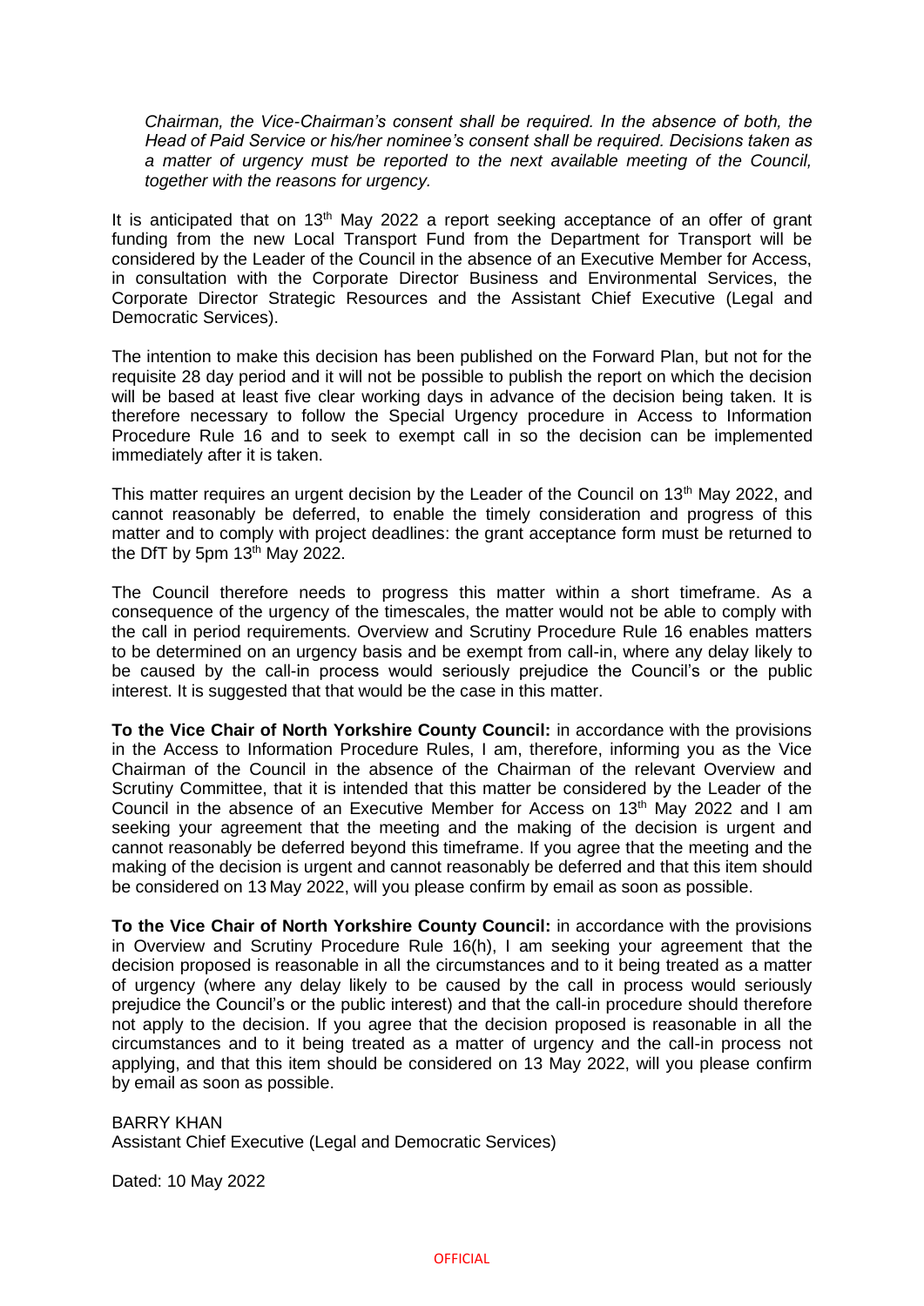*Chairman, the Vice-Chairman's consent shall be required. In the absence of both, the Head of Paid Service or his/her nominee's consent shall be required. Decisions taken as a matter of urgency must be reported to the next available meeting of the Council, together with the reasons for urgency.*

It is anticipated that on 13th May 2022 a report seeking acceptance of an offer of grant funding from the new Local Transport Fund from the Department for Transport will be considered by the Leader of the Council in the absence of an Executive Member for Access, in consultation with the Corporate Director Business and Environmental Services, the Corporate Director Strategic Resources and the Assistant Chief Executive (Legal and Democratic Services).

The intention to make this decision has been published on the Forward Plan, but not for the requisite 28 day period and it will not be possible to publish the report on which the decision will be based at least five clear working days in advance of the decision being taken. It is therefore necessary to follow the Special Urgency procedure in Access to Information Procedure Rule 16 and to seek to exempt call in so the decision can be implemented immediately after it is taken.

This matter requires an urgent decision by the Leader of the Council on 13th May 2022, and cannot reasonably be deferred, to enable the timely consideration and progress of this matter and to comply with project deadlines: the grant acceptance form must be returned to the DfT by 5pm 13th May 2022.

The Council therefore needs to progress this matter within a short timeframe. As a consequence of the urgency of the timescales, the matter would not be able to comply with the call in period requirements. Overview and Scrutiny Procedure Rule 16 enables matters to be determined on an urgency basis and be exempt from call-in, where any delay likely to be caused by the call-in process would seriously prejudice the Council's or the public interest. It is suggested that that would be the case in this matter.

**To the Vice Chair of North Yorkshire County Council:** in accordance with the provisions in the Access to Information Procedure Rules, I am, therefore, informing you as the Vice Chairman of the Council in the absence of the Chairman of the relevant Overview and Scrutiny Committee, that it is intended that this matter be considered by the Leader of the Council in the absence of an Executive Member for Access on 13th May 2022 and I am seeking your agreement that the meeting and the making of the decision is urgent and cannot reasonably be deferred beyond this timeframe. If you agree that the meeting and the making of the decision is urgent and cannot reasonably be deferred and that this item should be considered on 13 May 2022, will you please confirm by email as soon as possible.

**To the Vice Chair of North Yorkshire County Council:** in accordance with the provisions in Overview and Scrutiny Procedure Rule 16(h), I am seeking your agreement that the decision proposed is reasonable in all the circumstances and to it being treated as a matter of urgency (where any delay likely to be caused by the call in process would seriously prejudice the Council's or the public interest) and that the call-in procedure should therefore not apply to the decision. If you agree that the decision proposed is reasonable in all the circumstances and to it being treated as a matter of urgency and the call-in process not applying, and that this item should be considered on 13 May 2022, will you please confirm by email as soon as possible.

BARRY KHAN
Assistant Chief Executive (Legal and Democratic Services)

Dated: 10 May 2022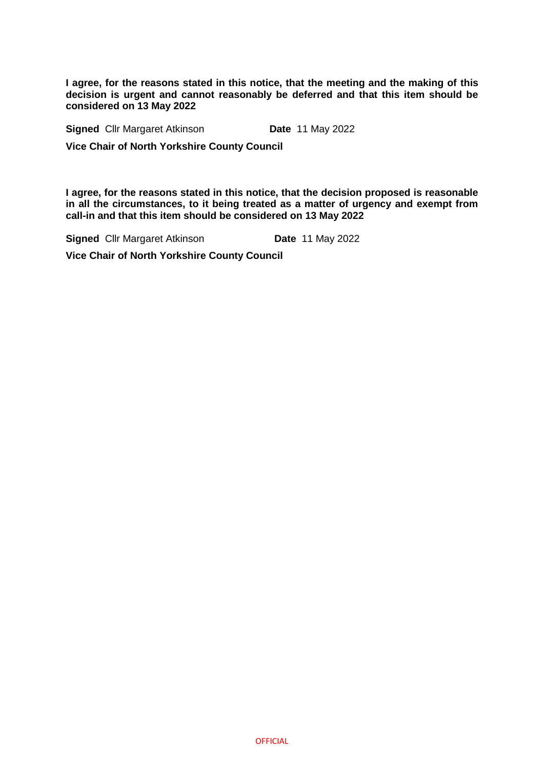**I agree, for the reasons stated in this notice, that the meeting and the making of this decision is urgent and cannot reasonably be deferred and that this item should be considered on 13 May 2022**

**Signed** Cllr Margaret Atkinson **Date** 11 May 2022

**Vice Chair of North Yorkshire County Council**

**I agree, for the reasons stated in this notice, that the decision proposed is reasonable in all the circumstances, to it being treated as a matter of urgency and exempt from call-in and that this item should be considered on 13 May 2022**

**Signed** Cllr Margaret Atkinson **Date** 11 May 2022

**Vice Chair of North Yorkshire County Council**